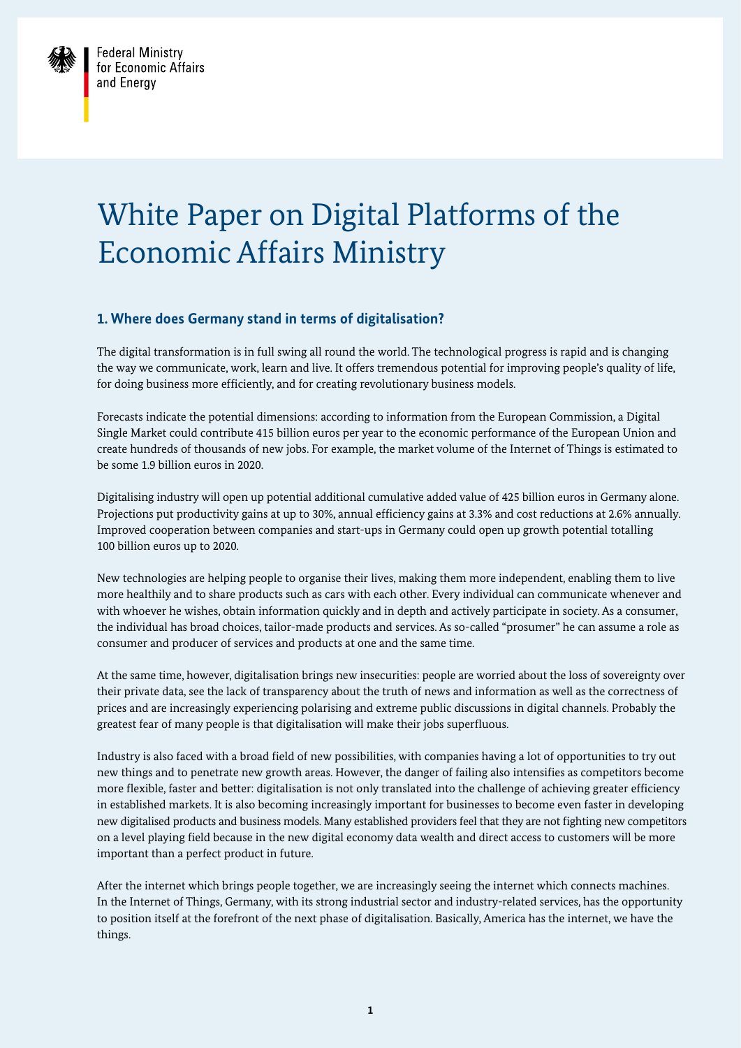Federal Ministry for Economic Affairs and Energy

# White Paper on Digital Platforms of the Economic Affairs Ministry

## 1. Where does Germany stand in terms of digitalisation?

The digital transformation is in full swing all round the world. The technological progress is rapid and is changing the way we communicate, work, learn and live. It offers tremendous potential for improving people's quality of life, for doing business more efficiently, and for creating revolutionary business models.

Forecasts indicate the potential dimensions: according to information from the European Commission, a Digital Single Market could contribute 415 billion euros per year to the economic performance of the European Union and create hundreds of thousands of new jobs. For example, the market volume of the Internet of Things is estimated to be some 1.9 billion euros in 2020.

Digitalising industry will open up potential additional cumulative added value of 425 billion euros in Germany alone. Projections put productivity gains at up to 30%, annual efficiency gains at 3.3% and cost reductions at 2.6% annually. Improved cooperation between companies and start-ups in Germany could open up growth potential totalling 100 billion euros up to 2020.

New technologies are helping people to organise their lives, making them more independent, enabling them to live more healthily and to share products such as cars with each other. Every individual can communicate whenever and with whoever he wishes, obtain information quickly and in depth and actively participate in society. As a consumer, the individual has broad choices, tailor-made products and services. As so-called "prosumer" he can assume a role as consumer and producer of services and products at one and the same time.

At the same time, however, digitalisation brings new insecurities: people are worried about the loss of sovereignty over their private data, see the lack of transparency about the truth of news and information as well as the correctness of prices and are increasingly experiencing polarising and extreme public discussions in digital channels. Probably the greatest fear of many people is that digitalisation will make their jobs superfluous.

Industry is also faced with a broad field of new possibilities, with companies having a lot of opportunities to try out new things and to penetrate new growth areas. However, the danger of failing also intensifies as competitors become more flexible, faster and better: digitalisation is not only translated into the challenge of achieving greater efficiency in established markets. It is also becoming increasingly important for businesses to become even faster in developing new digitalised products and business models. Many established providers feel that they are not fighting new competitors on a level playing field because in the new digital economy data wealth and direct access to customers will be more important than a perfect product in future.

After the internet which brings people together, we are increasingly seeing the internet which connects machines. In the Internet of Things, Germany, with its strong industrial sector and industry-related services, has the opportunity to position itself at the forefront of the next phase of digitalisation. Basically, America has the internet, we have the things.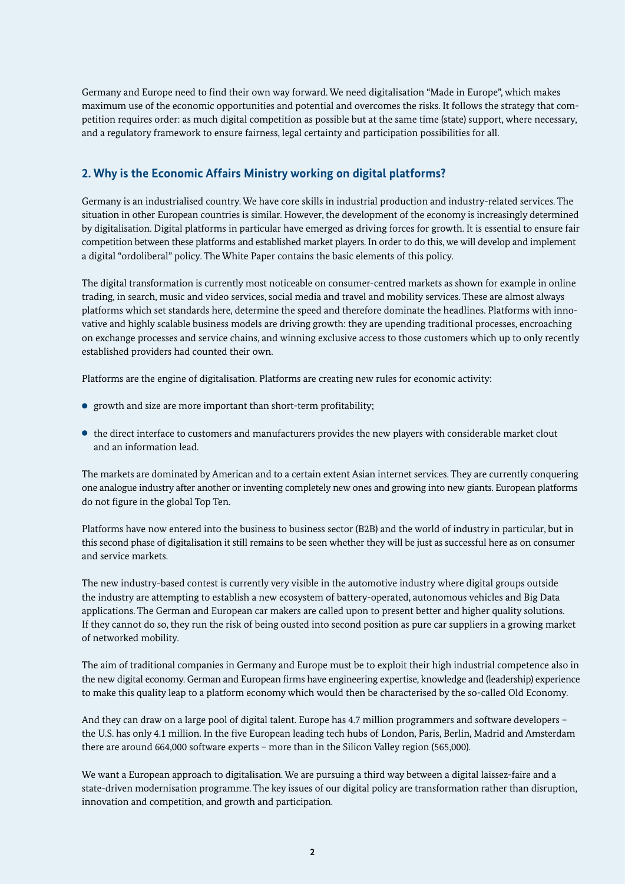Germany and Europe need to find their own way forward. We need digitalisation "Made in Europe", which makes maximum use of the economic opportunities and potential and overcomes the risks. It follows the strategy that competition requires order: as much digital competition as possible but at the same time (state) support, where necessary, and a regulatory framework to ensure fairness, legal certainty and participation possibilities for all.

## 2. Why is the Economic Affairs Ministry working on digital platforms?

Germany is an industrialised country. We have core skills in industrial production and industry-related services. The situation in other European countries is similar. However, the development of the economy is increasingly determined by digitalisation. Digital platforms in particular have emerged as driving forces for growth. It is essential to ensure fair competition between these platforms and established market players. In order to do this, we will develop and implement a digital "ordoliberal" policy. The White Paper contains the basic elements of this policy.

The digital transformation is currently most noticeable on consumer-centred markets as shown for example in online trading, in search, music and video services, social media and travel and mobility services. These are almost always platforms which set standards here, determine the speed and therefore dominate the headlines. Platforms with innovative and highly scalable business models are driving growth: they are upending traditional processes, encroaching on exchange processes and service chains, and winning exclusive access to those customers which up to only recently established providers had counted their own.

Platforms are the engine of digitalisation. Platforms are creating new rules for economic activity:

- growth and size are more important than short-term profitability;
- the direct interface to customers and manufacturers provides the new players with considerable market clout and an information lead.

The markets are dominated by American and to a certain extent Asian internet services. They are currently conquering one analogue industry after another or inventing completely new ones and growing into new giants. European platforms do not figure in the global Top Ten.

Platforms have now entered into the business to business sector (B2B) and the world of industry in particular, but in this second phase of digitalisation it still remains to be seen whether they will be just as successful here as on consumer and service markets.

The new industry-based contest is currently very visible in the automotive industry where digital groups outside the industry are attempting to establish a new ecosystem of battery-operated, autonomous vehicles and Big Data applications. The German and European car makers are called upon to present better and higher quality solutions. If they cannot do so, they run the risk of being ousted into second position as pure car suppliers in a growing market of networked mobility.

The aim of traditional companies in Germany and Europe must be to exploit their high industrial competence also in the new digital economy. German and European firms have engineering expertise, knowledge and (leadership) experience to make this quality leap to a platform economy which would then be characterised by the so-called Old Economy.

And they can draw on a large pool of digital talent. Europe has 4.7 million programmers and software developers – the U.S. has only 4.1 million. In the five European leading tech hubs of London, Paris, Berlin, Madrid and Amsterdam there are around 664,000 software experts – more than in the Silicon Valley region (565,000).

We want a European approach to digitalisation. We are pursuing a third way between a digital laissez-faire and a state-driven modernisation programme. The key issues of our digital policy are transformation rather than disruption, innovation and competition, and growth and participation.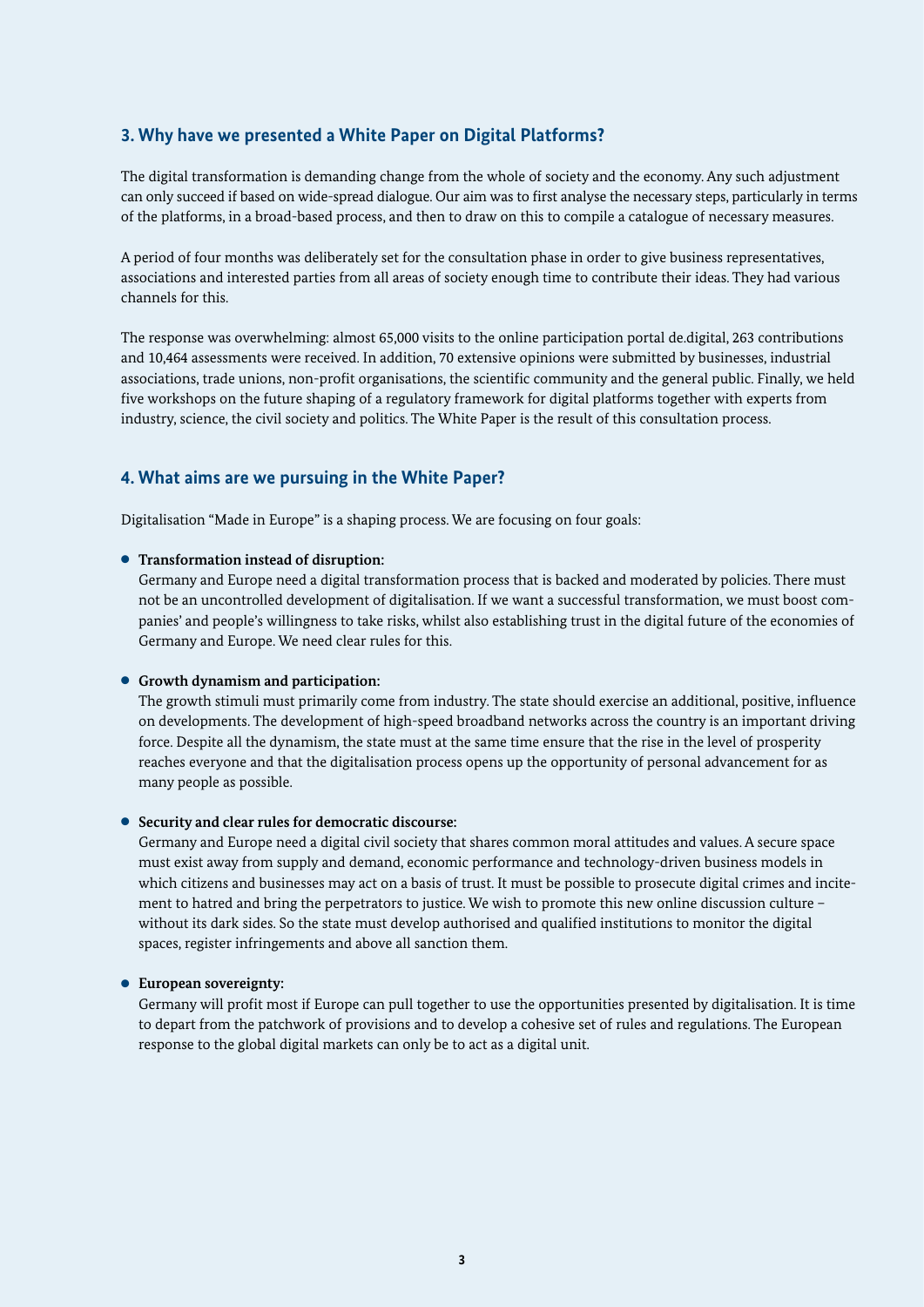## 3. Why have we presented a White Paper on Digital Platforms?

The digital transformation is demanding change from the whole of society and the economy. Any such adjustment can only succeed if based on wide-spread dialogue. Our aim was to first analyse the necessary steps, particularly in terms of the platforms, in a broad-based process, and then to draw on this to compile a catalogue of necessary measures.

A period of four months was deliberately set for the consultation phase in order to give business representatives, associations and interested parties from all areas of society enough time to contribute their ideas. They had various channels for this.

The response was overwhelming: almost 65,000 visits to the online participation portal de.digital, 263 contributions and 10,464 assessments were received. In addition, 70 extensive opinions were submitted by businesses, industrial associations, trade unions, non-profit organisations, the scientific community and the general public. Finally, we held five workshops on the future shaping of a regulatory framework for digital platforms together with experts from industry, science, the civil society and politics. The White Paper is the result of this consultation process.

## 4. What aims are we pursuing in the White Paper?

Digitalisation "Made in Europe" is a shaping process. We are focusing on four goals:

- **Transformation instead of disruption:**
  Germany and Europe need a digital transformation process that is backed and moderated by policies. There must not be an uncontrolled development of digitalisation. If we want a successful transformation, we must boost companies' and people's willingness to take risks, whilst also establishing trust in the digital future of the economies of Germany and Europe. We need clear rules for this.

- **Growth dynamism and participation:**
  The growth stimuli must primarily come from industry. The state should exercise an additional, positive, influence on developments. The development of high-speed broadband networks across the country is an important driving force. Despite all the dynamism, the state must at the same time ensure that the rise in the level of prosperity reaches everyone and that the digitalisation process opens up the opportunity of personal advancement for as many people as possible.

- **Security and clear rules for democratic discourse:**
  Germany and Europe need a digital civil society that shares common moral attitudes and values. A secure space must exist away from supply and demand, economic performance and technology-driven business models in which citizens and businesses may act on a basis of trust. It must be possible to prosecute digital crimes and incitement to hatred and bring the perpetrators to justice. We wish to promote this new online discussion culture – without its dark sides. So the state must develop authorised and qualified institutions to monitor the digital spaces, register infringements and above all sanction them.

- **European sovereignty:**
  Germany will profit most if Europe can pull together to use the opportunities presented by digitalisation. It is time to depart from the patchwork of provisions and to develop a cohesive set of rules and regulations. The European response to the global digital markets can only be to act as a digital unit.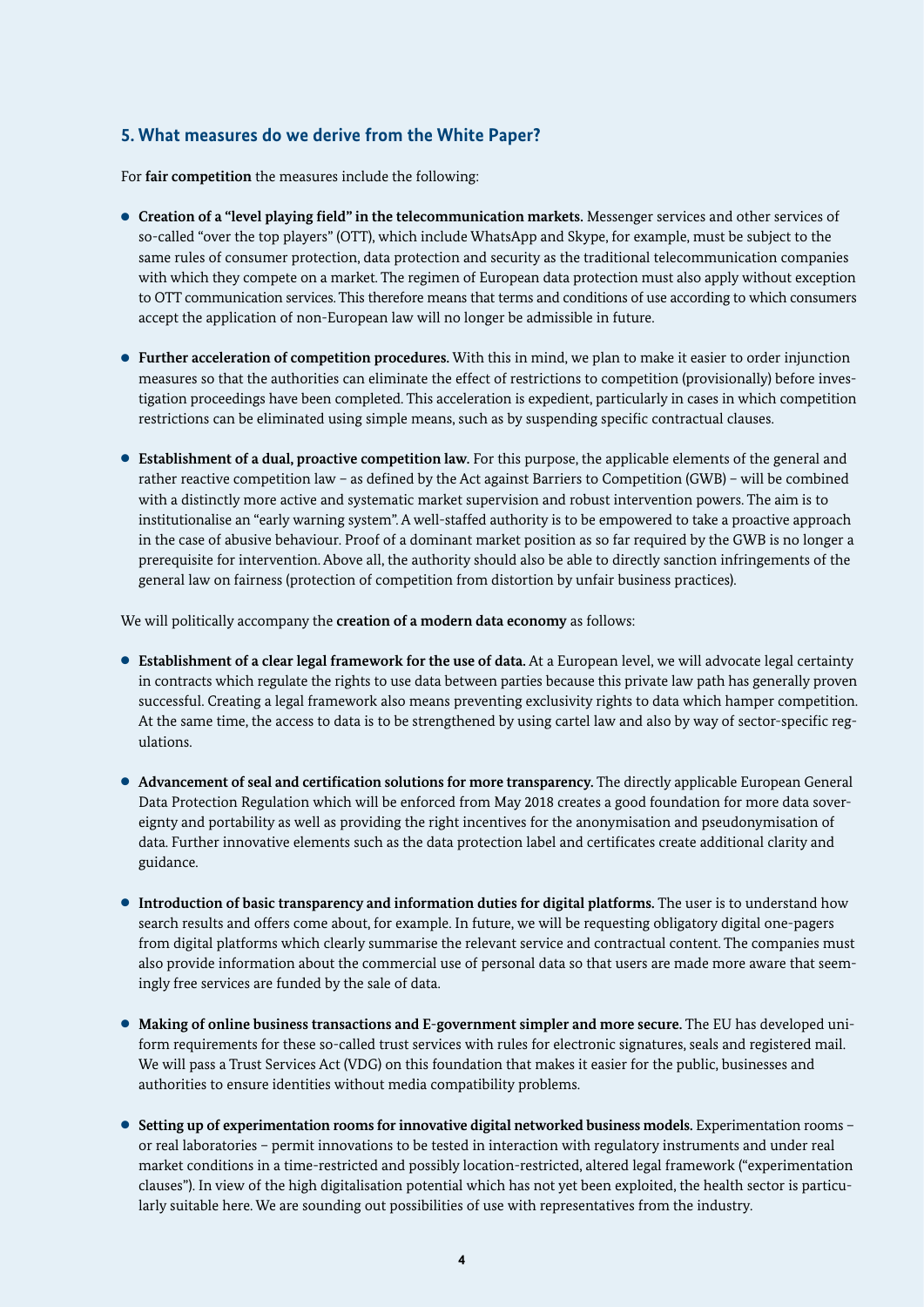## 5. What measures do we derive from the White Paper?

For **fair competition** the measures include the following:

- **Creation of a "level playing field" in the telecommunication markets.** Messenger services and other services of so-called "over the top players" (OTT), which include WhatsApp and Skype, for example, must be subject to the same rules of consumer protection, data protection and security as the traditional telecommunication companies with which they compete on a market. The regimen of European data protection must also apply without exception to OTT communication services. This therefore means that terms and conditions of use according to which consumers accept the application of non-European law will no longer be admissible in future.

- **Further acceleration of competition procedures.** With this in mind, we plan to make it easier to order injunction measures so that the authorities can eliminate the effect of restrictions to competition (provisionally) before investigation proceedings have been completed. This acceleration is expedient, particularly in cases in which competition restrictions can be eliminated using simple means, such as by suspending specific contractual clauses.

- **Establishment of a dual, proactive competition law.** For this purpose, the applicable elements of the general and rather reactive competition law – as defined by the Act against Barriers to Competition (GWB) – will be combined with a distinctly more active and systematic market supervision and robust intervention powers. The aim is to institutionalise an "early warning system". A well-staffed authority is to be empowered to take a proactive approach in the case of abusive behaviour. Proof of a dominant market position as so far required by the GWB is no longer a prerequisite for intervention. Above all, the authority should also be able to directly sanction infringements of the general law on fairness (protection of competition from distortion by unfair business practices).

We will politically accompany the **creation of a modern data economy** as follows:

- **Establishment of a clear legal framework for the use of data.** At a European level, we will advocate legal certainty in contracts which regulate the rights to use data between parties because this private law path has generally proven successful. Creating a legal framework also means preventing exclusivity rights to data which hamper competition. At the same time, the access to data is to be strengthened by using cartel law and also by way of sector-specific regulations.

- **Advancement of seal and certification solutions for more transparency.** The directly applicable European General Data Protection Regulation which will be enforced from May 2018 creates a good foundation for more data sovereignty and portability as well as providing the right incentives for the anonymisation and pseudonymisation of data. Further innovative elements such as the data protection label and certificates create additional clarity and guidance.

- **Introduction of basic transparency and information duties for digital platforms.** The user is to understand how search results and offers come about, for example. In future, we will be requesting obligatory digital one-pagers from digital platforms which clearly summarise the relevant service and contractual content. The companies must also provide information about the commercial use of personal data so that users are made more aware that seemingly free services are funded by the sale of data.

- **Making of online business transactions and E-government simpler and more secure.** The EU has developed uniform requirements for these so-called trust services with rules for electronic signatures, seals and registered mail. We will pass a Trust Services Act (VDG) on this foundation that makes it easier for the public, businesses and authorities to ensure identities without media compatibility problems.

- **Setting up of experimentation rooms for innovative digital networked business models.** Experimentation rooms – or real laboratories – permit innovations to be tested in interaction with regulatory instruments and under real market conditions in a time-restricted and possibly location-restricted, altered legal framework ("experimentation clauses"). In view of the high digitalisation potential which has not yet been exploited, the health sector is particularly suitable here. We are sounding out possibilities of use with representatives from the industry.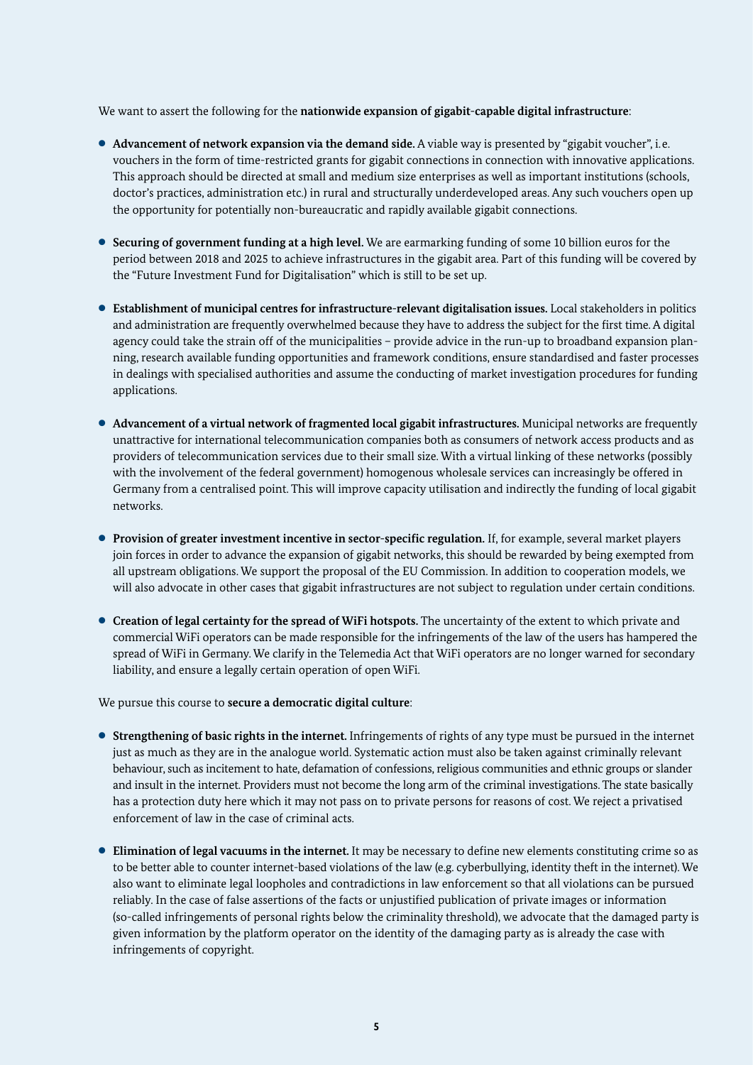We want to assert the following for the **nationwide expansion of gigabit-capable digital infrastructure**:

- **Advancement of network expansion via the demand side.** A viable way is presented by "gigabit voucher", i.e. vouchers in the form of time-restricted grants for gigabit connections in connection with innovative applications. This approach should be directed at small and medium size enterprises as well as important institutions (schools, doctor's practices, administration etc.) in rural and structurally underdeveloped areas. Any such vouchers open up the opportunity for potentially non-bureaucratic and rapidly available gigabit connections.

- **Securing of government funding at a high level.** We are earmarking funding of some 10 billion euros for the period between 2018 and 2025 to achieve infrastructures in the gigabit area. Part of this funding will be covered by the "Future Investment Fund for Digitalisation" which is still to be set up.

- **Establishment of municipal centres for infrastructure-relevant digitalisation issues.** Local stakeholders in politics and administration are frequently overwhelmed because they have to address the subject for the first time. A digital agency could take the strain off of the municipalities – provide advice in the run-up to broadband expansion planning, research available funding opportunities and framework conditions, ensure standardised and faster processes in dealings with specialised authorities and assume the conducting of market investigation procedures for funding applications.

- **Advancement of a virtual network of fragmented local gigabit infrastructures.** Municipal networks are frequently unattractive for international telecommunication companies both as consumers of network access products and as providers of telecommunication services due to their small size. With a virtual linking of these networks (possibly with the involvement of the federal government) homogenous wholesale services can increasingly be offered in Germany from a centralised point. This will improve capacity utilisation and indirectly the funding of local gigabit networks.

- **Provision of greater investment incentive in sector-specific regulation.** If, for example, several market players join forces in order to advance the expansion of gigabit networks, this should be rewarded by being exempted from all upstream obligations. We support the proposal of the EU Commission. In addition to cooperation models, we will also advocate in other cases that gigabit infrastructures are not subject to regulation under certain conditions.

- **Creation of legal certainty for the spread of WiFi hotspots.** The uncertainty of the extent to which private and commercial WiFi operators can be made responsible for the infringements of the law of the users has hampered the spread of WiFi in Germany. We clarify in the Telemedia Act that WiFi operators are no longer warned for secondary liability, and ensure a legally certain operation of open WiFi.

We pursue this course to **secure a democratic digital culture**:

- **Strengthening of basic rights in the internet.** Infringements of rights of any type must be pursued in the internet just as much as they are in the analogue world. Systematic action must also be taken against criminally relevant behaviour, such as incitement to hate, defamation of confessions, religious communities and ethnic groups or slander and insult in the internet. Providers must not become the long arm of the criminal investigations. The state basically has a protection duty here which it may not pass on to private persons for reasons of cost. We reject a privatised enforcement of law in the case of criminal acts.

- **Elimination of legal vacuums in the internet.** It may be necessary to define new elements constituting crime so as to be better able to counter internet-based violations of the law (e.g. cyberbullying, identity theft in the internet). We also want to eliminate legal loopholes and contradictions in law enforcement so that all violations can be pursued reliably. In the case of false assertions of the facts or unjustified publication of private images or information (so-called infringements of personal rights below the criminality threshold), we advocate that the damaged party is given information by the platform operator on the identity of the damaging party as is already the case with infringements of copyright.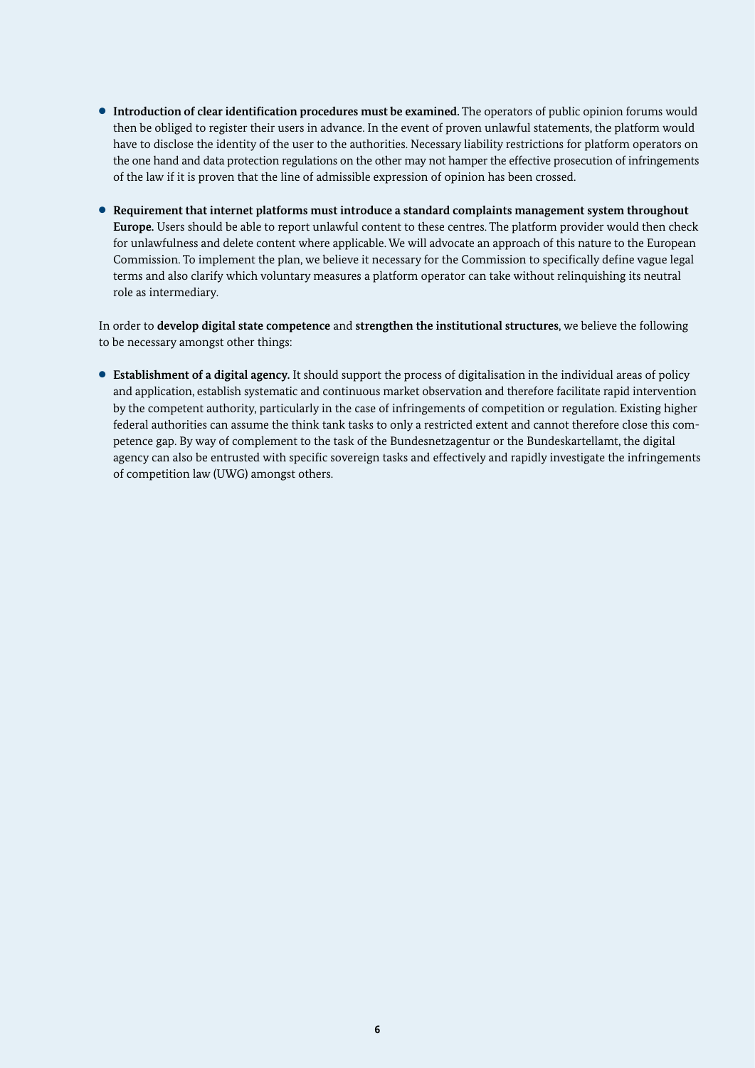- **Introduction of clear identification procedures must be examined.** The operators of public opinion forums would then be obliged to register their users in advance. In the event of proven unlawful statements, the platform would have to disclose the identity of the user to the authorities. Necessary liability restrictions for platform operators on the one hand and data protection regulations on the other may not hamper the effective prosecution of infringements of the law if it is proven that the line of admissible expression of opinion has been crossed.

- **Requirement that internet platforms must introduce a standard complaints management system throughout Europe.** Users should be able to report unlawful content to these centres. The platform provider would then check for unlawfulness and delete content where applicable. We will advocate an approach of this nature to the European Commission. To implement the plan, we believe it necessary for the Commission to specifically define vague legal terms and also clarify which voluntary measures a platform operator can take without relinquishing its neutral role as intermediary.

In order to **develop digital state competence** and **strengthen the institutional structures**, we believe the following to be necessary amongst other things:

- **Establishment of a digital agency.** It should support the process of digitalisation in the individual areas of policy and application, establish systematic and continuous market observation and therefore facilitate rapid intervention by the competent authority, particularly in the case of infringements of competition or regulation. Existing higher federal authorities can assume the think tank tasks to only a restricted extent and cannot therefore close this competence gap. By way of complement to the task of the Bundesnetzagentur or the Bundeskartellamt, the digital agency can also be entrusted with specific sovereign tasks and effectively and rapidly investigate the infringements of competition law (UWG) amongst others.